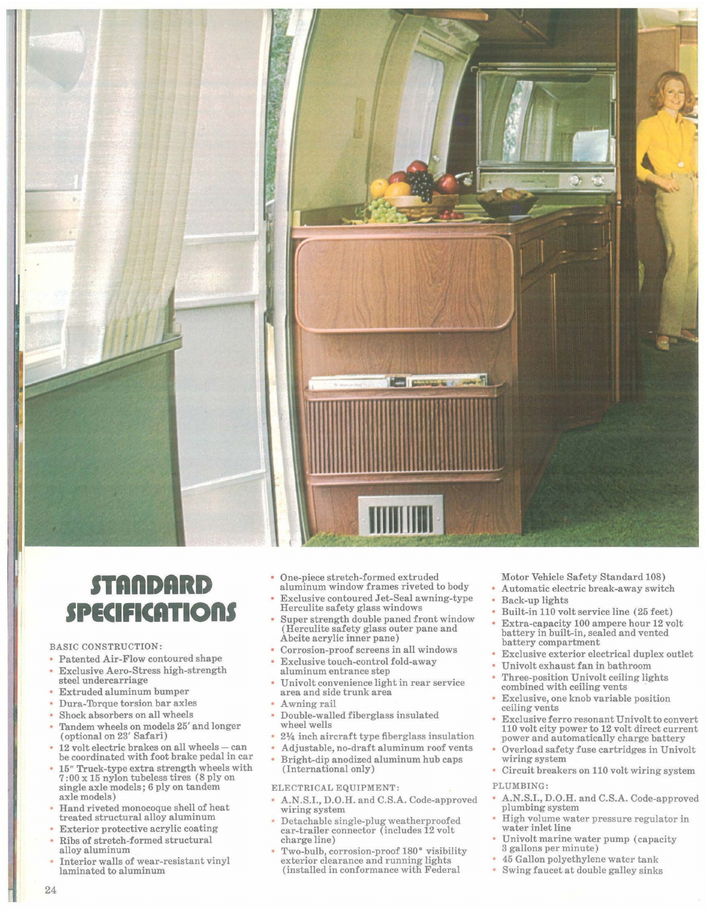# STANDARD SPECIFICATIONS

BASIC CONSTRUCTION:

- Patented Air-Flow contoured shape
- Exclusive Aero-Stress high-strength steel undercarriage
- Extruded aluminum bumper
- Dura-Torque torsion bar axles
- Shock absorbers on all wheels
- Tandem wheels on models 25′ and longer (optional on 23′ Safari)
- 12 volt electric brakes on all wheels — can be coordinated with foot brake pedal in car
- 15″ Truck-type extra strength wheels with 7:00 x 15 nylon tubeless tires (8 ply on single axle models; 6 ply on tandem axle models)
- Hand riveted monocoque shell of heat treated structural alloy aluminum
- Exterior protective acrylic coating
- Ribs of stretch-formed structural alloy aluminum
- Interior walls of wear-resistant vinyl laminated to aluminum
- One-piece stretch-formed extruded aluminum window frames riveted to body
- Exclusive contoured Jet-Seal awning-type Herculite safety glass windows
- Super strength double paned front window (Herculite safety glass outer pane and Abcite acrylic inner pane)
- Corrosion-proof screens in all windows
- Exclusive touch-control fold-away aluminum entrance step
- Univolt convenience light in rear service area and side trunk area
- Awning rail
- Double-walled fiberglass insulated wheel wells
- 2¼ inch aircraft type fiberglass insulation
- Adjustable, no-draft aluminum roof vents
- Bright-dip anodized aluminum hub caps (International only)

ELECTRICAL EQUIPMENT:

- A.N.S.I., D.O.H. and C.S.A. Code-approved wiring system
- Detachable single-plug weatherproofed car-trailer connector (includes 12 volt charge line)
- Two-bulb, corrosion-proof 180° visibility exterior clearance and running lights (installed in conformance with Federal Motor Vehicle Safety Standard 108)
- Automatic electric break-away switch
- Back-up lights
- Built-in 110 volt service line (25 feet)
- Extra-capacity 100 ampere hour 12 volt battery in built-in, sealed and vented battery compartment
- Exclusive exterior electrical duplex outlet
- Univolt exhaust fan in bathroom
- Three-position Univolt ceiling lights combined with ceiling vents
- Exclusive, one knob variable position ceiling vents
- Exclusive ferro resonant Univolt to convert 110 volt city power to 12 volt direct current power and automatically charge battery
- Overload safety fuse cartridges in Univolt wiring system
- Circuit breakers on 110 volt wiring system

PLUMBING:

- A.N.S.I., D.O.H. and C.S.A. Code-approved plumbing system
- High volume water pressure regulator in water inlet line
- Univolt marine water pump (capacity 3 gallons per minute)
- 45 Gallon polyethylene water tank
- Swing faucet at double galley sinks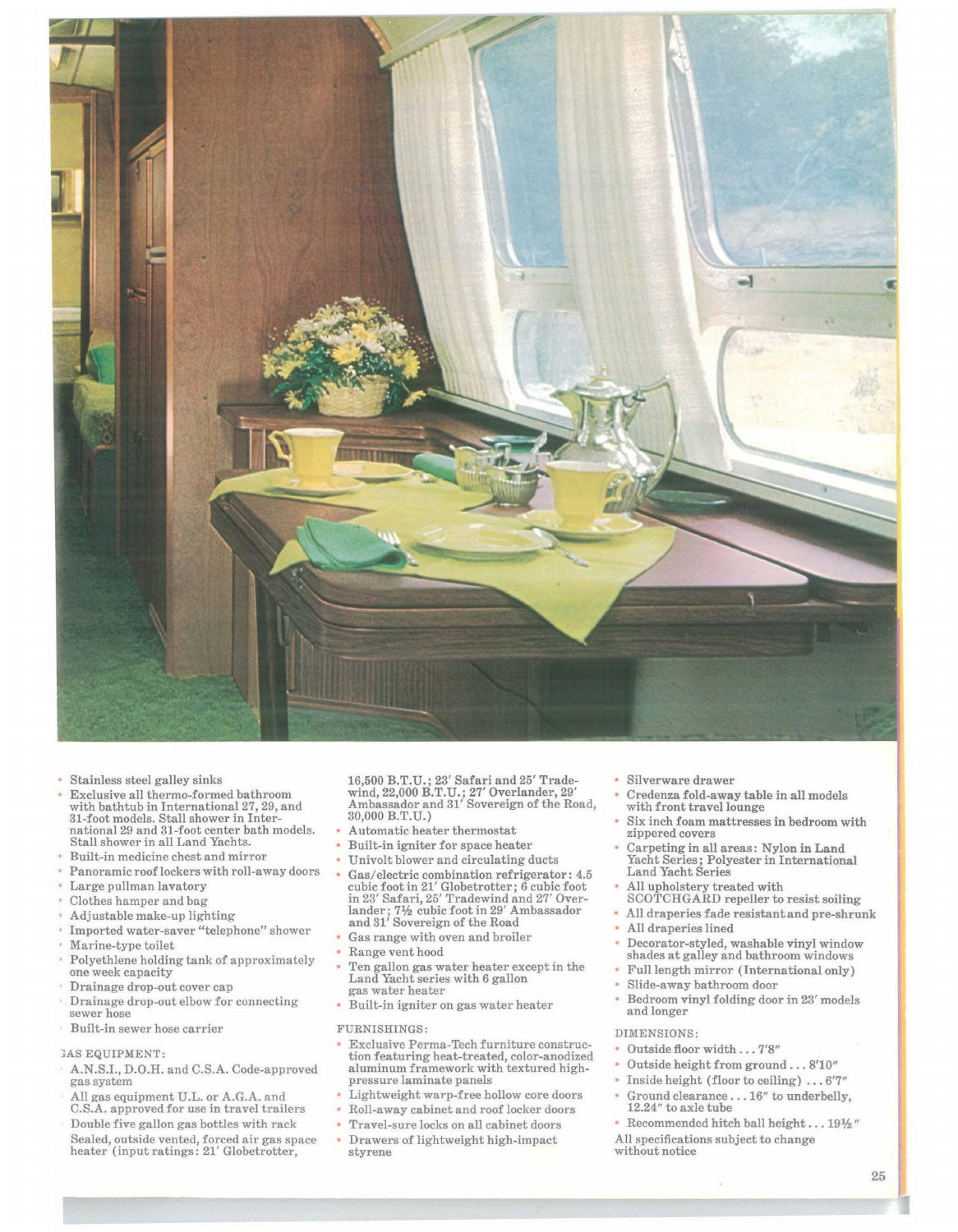- Stainless steel galley sinks
- Exclusive all thermo-formed bathroom with bathtub in International 27, 29, and 31-foot models. Stall shower in International 29 and 31-foot center bath models. Stall shower in all Land Yachts.
- Built-in medicine chest and mirror
- Panoramic roof lockers with roll-away doors
- Large pullman lavatory
- Clothes hamper and bag
- Adjustable make-up lighting
- Imported water-saver "telephone" shower
- Marine-type toilet
- Polyethlene holding tank of approximately one week capacity
- Drainage drop-out cover cap
- Drainage drop-out elbow for connecting sewer hose
- Built-in sewer hose carrier

GAS EQUIPMENT:

- A.N.S.I., D.O.H. and C.S.A. Code-approved gas system
- All gas equipment U.L. or A.G.A. and C.S.A. approved for use in travel trailers
- Double five gallon gas bottles with rack
- Sealed, outside vented, forced air gas space heater (input ratings: 21′ Globetrotter, 16,500 B.T.U.; 23′ Safari and 25′ Tradewind, 22,000 B.T.U.; 27′ Overlander, 29′ Ambassador and 31′ Sovereign of the Road, 30,000 B.T.U.)
- Automatic heater thermostat
- Built-in igniter for space heater
- Univolt blower and circulating ducts
- Gas/electric combination refrigerator: 4.5 cubic foot in 21′ Globetrotter; 6 cubic foot in 23′ Safari, 25′ Tradewind and 27′ Overlander; 7½ cubic foot in 29′ Ambassador and 31′ Sovereign of the Road
- Gas range with oven and broiler
- Range vent hood
- Ten gallon gas water heater except in the Land Yacht series with 6 gallon gas water heater
- Built-in igniter on gas water heater

FURNISHINGS:

- Exclusive Perma-Tech furniture construction featuring heat-treated, color-anodized aluminum framework with textured high-pressure laminate panels
- Lightweight warp-free hollow core doors
- Roll-away cabinet and roof locker doors
- Travel-sure locks on all cabinet doors
- Drawers of lightweight high-impact styrene
- Silverware drawer
- Credenza fold-away table in all models with front travel lounge
- Six inch foam mattresses in bedroom with zippered covers
- Carpeting in all areas: Nylon in Land Yacht Series; Polyester in International Land Yacht Series
- All upholstery treated with SCOTCHGARD repeller to resist soiling
- All draperies fade resistant and pre-shrunk
- All draperies lined
- Decorator-styled, washable vinyl window shades at galley and bathroom windows
- Full length mirror (International only)
- Slide-away bathroom door
- Bedroom vinyl folding door in 23′ models and longer

DIMENSIONS:

- Outside floor width . . . 7′8″
- Outside height from ground . . . 8′10″
- Inside height (floor to ceiling) . . . 6′7″
- Ground clearance . . . 16″ to underbelly, 12.24″ to axle tube
- Recommended hitch ball height . . . 19½″

All specifications subject to change without notice